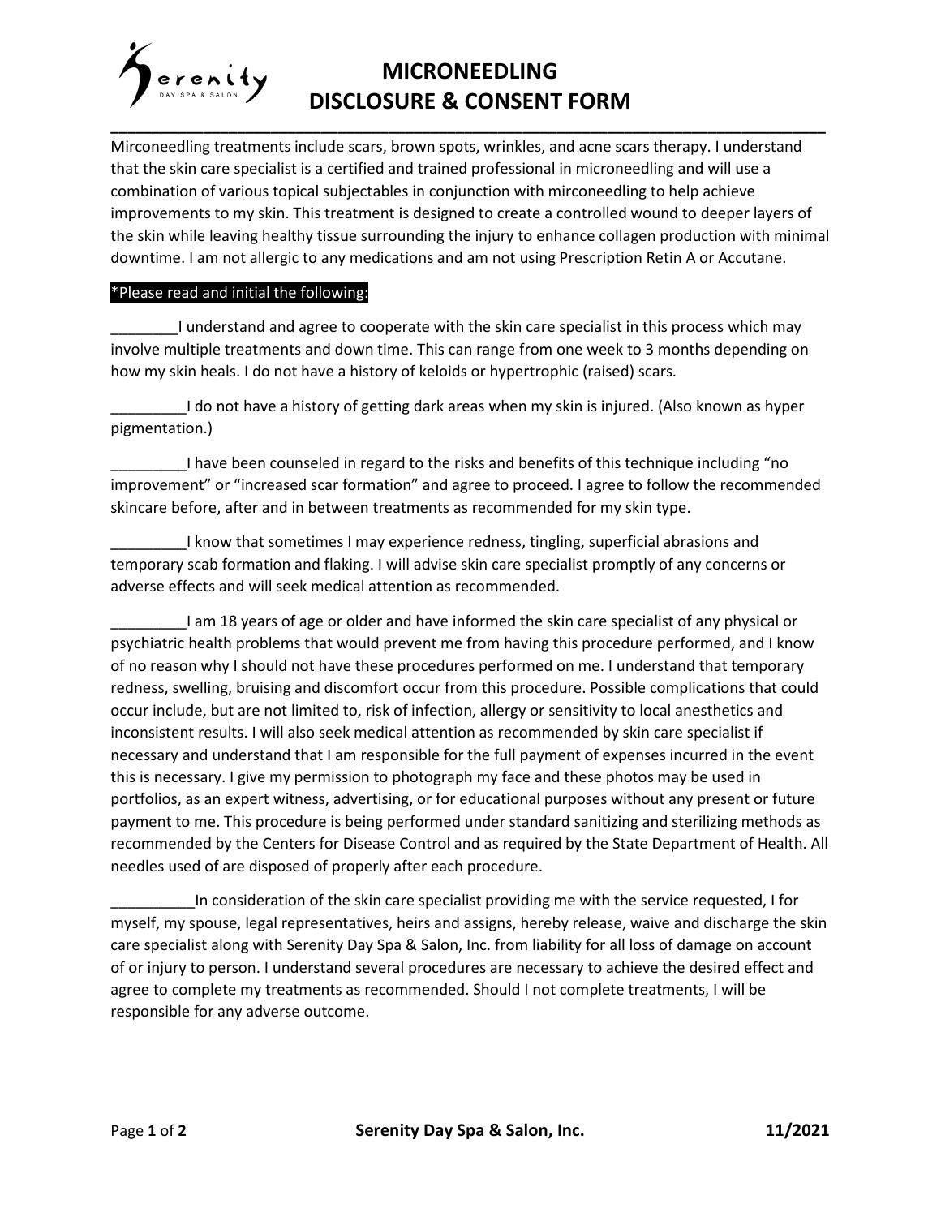# MICRONEEDLING DISCLOSURE & CONSENT FORM

Mirconeedling treatments include scars, brown spots, wrinkles, and acne scars therapy. I understand that the skin care specialist is a certified and trained professional in microneedling and will use a combination of various topical subjectables in conjunction with mirconeedling to help achieve improvements to my skin. This treatment is designed to create a controlled wound to deeper layers of the skin while leaving healthy tissue surrounding the injury to enhance collagen production with minimal downtime. I am not allergic to any medications and am not using Prescription Retin A or Accutane.

*Please read and initial the following:

________I understand and agree to cooperate with the skin care specialist in this process which may involve multiple treatments and down time. This can range from one week to 3 months depending on how my skin heals. I do not have a history of keloids or hypertrophic (raised) scars.

_________I do not have a history of getting dark areas when my skin is injured. (Also known as hyper pigmentation.)

_________I have been counseled in regard to the risks and benefits of this technique including "no improvement" or "increased scar formation" and agree to proceed. I agree to follow the recommended skincare before, after and in between treatments as recommended for my skin type.

_________I know that sometimes I may experience redness, tingling, superficial abrasions and temporary scab formation and flaking. I will advise skin care specialist promptly of any concerns or adverse effects and will seek medical attention as recommended.

_________I am 18 years of age or older and have informed the skin care specialist of any physical or psychiatric health problems that would prevent me from having this procedure performed, and I know of no reason why I should not have these procedures performed on me. I understand that temporary redness, swelling, bruising and discomfort occur from this procedure. Possible complications that could occur include, but are not limited to, risk of infection, allergy or sensitivity to local anesthetics and inconsistent results. I will also seek medical attention as recommended by skin care specialist if necessary and understand that I am responsible for the full payment of expenses incurred in the event this is necessary. I give my permission to photograph my face and these photos may be used in portfolios, as an expert witness, advertising, or for educational purposes without any present or future payment to me. This procedure is being performed under standard sanitizing and sterilizing methods as recommended by the Centers for Disease Control and as required by the State Department of Health. All needles used of are disposed of properly after each procedure.

__________In consideration of the skin care specialist providing me with the service requested, I for myself, my spouse, legal representatives, heirs and assigns, hereby release, waive and discharge the skin care specialist along with Serenity Day Spa & Salon, Inc. from liability for all loss of damage on account of or injury to person. I understand several procedures are necessary to achieve the desired effect and agree to complete my treatments as recommended. Should I not complete treatments, I will be responsible for any adverse outcome.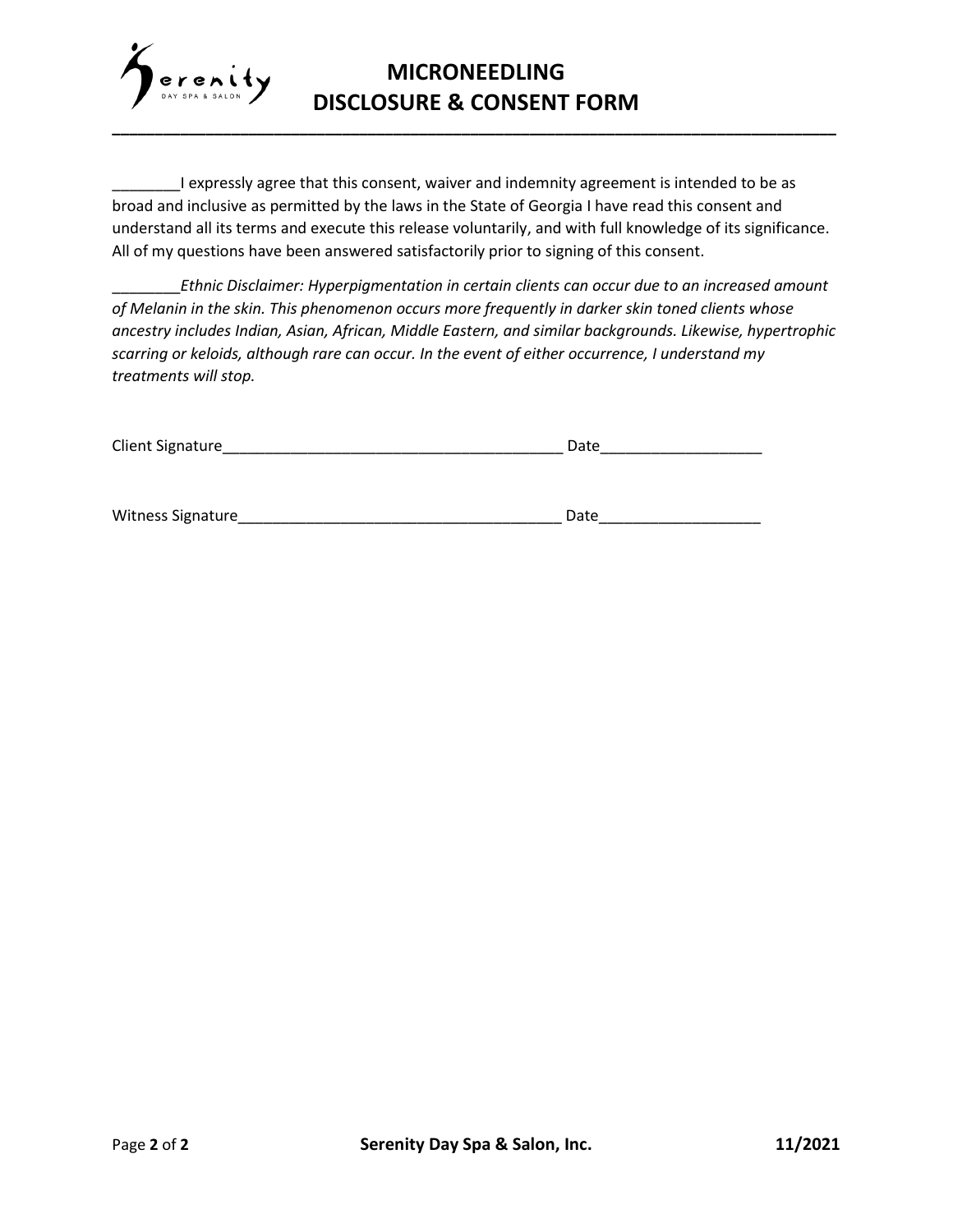# MICRONEEDLING DISCLOSURE & CONSENT FORM

________I expressly agree that this consent, waiver and indemnity agreement is intended to be as broad and inclusive as permitted by the laws in the State of Georgia I have read this consent and understand all its terms and execute this release voluntarily, and with full knowledge of its significance. All of my questions have been answered satisfactorily prior to signing of this consent.

________*Ethnic Disclaimer: Hyperpigmentation in certain clients can occur due to an increased amount of Melanin in the skin. This phenomenon occurs more frequently in darker skin toned clients whose ancestry includes Indian, Asian, African, Middle Eastern, and similar backgrounds. Likewise, hypertrophic scarring or keloids, although rare can occur. In the event of either occurrence, I understand my treatments will stop.*

Client Signature________________________________________ Date___________________

Witness Signature______________________________________ Date___________________

Serenity Day Spa & Salon, Inc. 11/2021